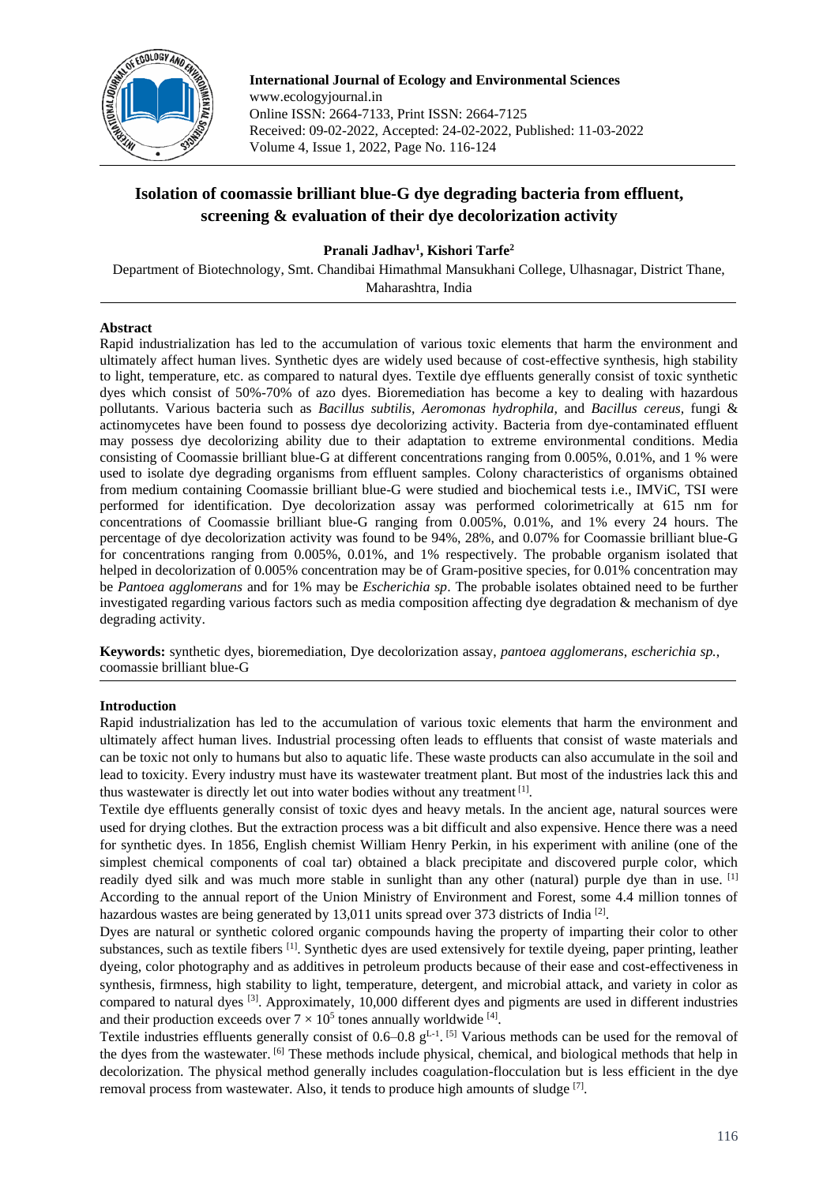# Isolation of coomassie brilliant blue-G dye degrading bacteria from effluent, screening & evaluation of their dye decolorization activity

**Pranali Jadhav[1], Kishori Tarfe[2]**

Department of Biotechnology, Smt. Chandibai Himathmal Mansukhani College, Ulhasnagar, District Thane, Maharashtra, India

## Abstract

Rapid industrialization has led to the accumulation of various toxic elements that harm the environment and ultimately affect human lives. Synthetic dyes are widely used because of cost-effective synthesis, high stability to light, temperature, etc. as compared to natural dyes. Textile dye effluents generally consist of toxic synthetic dyes which consist of 50%-70% of azo dyes. Bioremediation has become a key to dealing with hazardous pollutants. Various bacteria such as *Bacillus subtilis, Aeromonas hydrophila,* and *Bacillus cereus,* fungi & actinomycetes have been found to possess dye decolorizing activity. Bacteria from dye-contaminated effluent may possess dye decolorizing ability due to their adaptation to extreme environmental conditions. Media consisting of Coomassie brilliant blue-G at different concentrations ranging from 0.005%, 0.01%, and 1 % were used to isolate dye degrading organisms from effluent samples. Colony characteristics of organisms obtained from medium containing Coomassie brilliant blue-G were studied and biochemical tests i.e., IMViC, TSI were performed for identification. Dye decolorization assay was performed colorimetrically at 615 nm for concentrations of Coomassie brilliant blue-G ranging from 0.005%, 0.01%, and 1% every 24 hours. The percentage of dye decolorization activity was found to be 94%, 28%, and 0.07% for Coomassie brilliant blue-G for concentrations ranging from 0.005%, 0.01%, and 1% respectively. The probable organism isolated that helped in decolorization of 0.005% concentration may be of Gram-positive species, for 0.01% concentration may be *Pantoea agglomerans* and for 1% may be *Escherichia sp*. The probable isolates obtained need to be further investigated regarding various factors such as media composition affecting dye degradation & mechanism of dye degrading activity.

**Keywords:** synthetic dyes, bioremediation, Dye decolorization assay, *pantoea agglomerans, escherichia sp.,* coomassie brilliant blue-G

## Introduction

Rapid industrialization has led to the accumulation of various toxic elements that harm the environment and ultimately affect human lives. Industrial processing often leads to effluents that consist of waste materials and can be toxic not only to humans but also to aquatic life. These waste products can also accumulate in the soil and lead to toxicity. Every industry must have its wastewater treatment plant. But most of the industries lack this and thus wastewater is directly let out into water bodies without any treatment [1].

Textile dye effluents generally consist of toxic dyes and heavy metals. In the ancient age, natural sources were used for drying clothes. But the extraction process was a bit difficult and also expensive. Hence there was a need for synthetic dyes. In 1856, English chemist William Henry Perkin, in his experiment with aniline (one of the simplest chemical components of coal tar) obtained a black precipitate and discovered purple color, which readily dyed silk and was much more stable in sunlight than any other (natural) purple dye than in use. [1] According to the annual report of the Union Ministry of Environment and Forest, some 4.4 million tonnes of hazardous wastes are being generated by 13,011 units spread over 373 districts of India [2].

Dyes are natural or synthetic colored organic compounds having the property of imparting their color to other substances, such as textile fibers [1]. Synthetic dyes are used extensively for textile dyeing, paper printing, leather dyeing, color photography and as additives in petroleum products because of their ease and cost-effectiveness in synthesis, firmness, high stability to light, temperature, detergent, and microbial attack, and variety in color as compared to natural dyes [3]. Approximately, 10,000 different dyes and pigments are used in different industries and their production exceeds over $7 \times 10^5$ tones annually worldwide [4].

Textile industries effluents generally consist of 0.6–0.8 $g^{L-1}$. [5] Various methods can be used for the removal of the dyes from the wastewater. [6] These methods include physical, chemical, and biological methods that help in decolorization. The physical method generally includes coagulation-flocculation but is less efficient in the dye removal process from wastewater. Also, it tends to produce high amounts of sludge [7].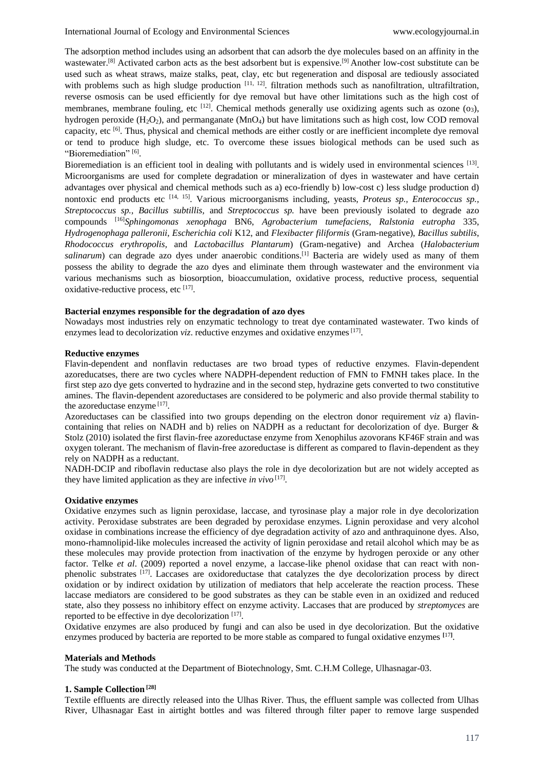The adsorption method includes using an adsorbent that can adsorb the dye molecules based on an affinity in the wastewater.[8] Activated carbon acts as the best adsorbent but is expensive.[9] Another low-cost substitute can be used such as wheat straws, maize stalks, peat, clay, etc but regeneration and disposal are tediously associated with problems such as high sludge production [11, 12]. filtration methods such as nanofiltration, ultrafiltration, reverse osmosis can be used efficiently for dye removal but have other limitations such as the high cost of membranes, membrane fouling, etc [12]. Chemical methods generally use oxidizing agents such as ozone ($o_3$), hydrogen peroxide ($H_2O_2$), and permanganate ($MnO_4$) but have limitations such as high cost, low COD removal capacity, etc [6]. Thus, physical and chemical methods are either costly or are inefficient incomplete dye removal or tend to produce high sludge, etc. To overcome these issues biological methods can be used such as "Bioremediation" [6].

Bioremediation is an efficient tool in dealing with pollutants and is widely used in environmental sciences [13]. Microorganisms are used for complete degradation or mineralization of dyes in wastewater and have certain advantages over physical and chemical methods such as a) eco-friendly b) low-cost c) less sludge production d) nontoxic end products etc [14, 15]. Various microorganisms including, yeasts, *Proteus sp., Enterococcus sp., Streptococcus sp., Bacillus subtillis,* and *Streptococcus sp.* have been previously isolated to degrade azo compounds [16]*Sphingomonas xenophaga* BN6, *Agrobacterium tumefaciens*, *Ralstonia eutropha* 335, *Hydrogenophaga palleronii*, *Escherichia coli* K12, and *Flexibacter filiformis* (Gram-negative), *Bacillus subtilis*, *Rhodococcus erythropolis,* and *Lactobacillus Plantarum*) (Gram-negative) and Archea (*Halobacterium salinarum*) can degrade azo dyes under anaerobic conditions.[1] Bacteria are widely used as many of them possess the ability to degrade the azo dyes and eliminate them through wastewater and the environment via various mechanisms such as biosorption, bioaccumulation, oxidative process, reductive process, sequential oxidative-reductive process, etc [17].

**Bacterial enzymes responsible for the degradation of azo dyes**

Nowadays most industries rely on enzymatic technology to treat dye contaminated wastewater. Two kinds of enzymes lead to decolorization *viz*. reductive enzymes and oxidative enzymes [17].

**Reductive enzymes**

Flavin-dependent and nonflavin reductases are two broad types of reductive enzymes. Flavin-dependent azoreducatses, there are two cycles where NADPH-dependent reduction of FMN to FMNH takes place. In the first step azo dye gets converted to hydrazine and in the second step, hydrazine gets converted to two constitutive amines. The flavin-dependent azoreductases are considered to be polymeric and also provide thermal stability to the azoreductase enzyme [17].

Azoreductases can be classified into two groups depending on the electron donor requirement *viz* a) flavin-containing that relies on NADH and b) relies on NADPH as a reductant for decolorization of dye. Burger & Stolz (2010) isolated the first flavin-free azoreductase enzyme from Xenophilus azovorans KF46F strain and was oxygen tolerant. The mechanism of flavin-free azoreductase is different as compared to flavin-dependent as they rely on NADPH as a reductant.

NADH-DCIP and riboflavin reductase also plays the role in dye decolorization but are not widely accepted as they have limited application as they are infective *in vivo* [17].

**Oxidative enzymes**

Oxidative enzymes such as lignin peroxidase, laccase, and tyrosinase play a major role in dye decolorization activity. Peroxidase substrates are been degraded by peroxidase enzymes. Lignin peroxidase and very alcohol oxidase in combinations increase the efficiency of dye degradation activity of azo and anthraquinone dyes. Also, mono-rhamnolipid-like molecules increased the activity of lignin peroxidase and retail alcohol which may be as these molecules may provide protection from inactivation of the enzyme by hydrogen peroxide or any other factor. Telke *et al*. (2009) reported a novel enzyme, a laccase-like phenol oxidase that can react with non-phenolic substrates [17]. Laccases are oxidoreductase that catalyzes the dye decolorization process by direct oxidation or by indirect oxidation by utilization of mediators that help accelerate the reaction process. These laccase mediators are considered to be good substrates as they can be stable even in an oxidized and reduced state, also they possess no inhibitory effect on enzyme activity. Laccases that are produced by *streptomyces* are reported to be effective in dye decolorization [17].

Oxidative enzymes are also produced by fungi and can also be used in dye decolorization. But the oxidative enzymes produced by bacteria are reported to be more stable as compared to fungal oxidative enzymes [17].

**Materials and Methods**

The study was conducted at the Department of Biotechnology, Smt. C.H.M College, Ulhasnagar-03.

**1. Sample Collection [28]**

Textile effluents are directly released into the Ulhas River. Thus, the effluent sample was collected from Ulhas River, Ulhasnagar East in airtight bottles and was filtered through filter paper to remove large suspended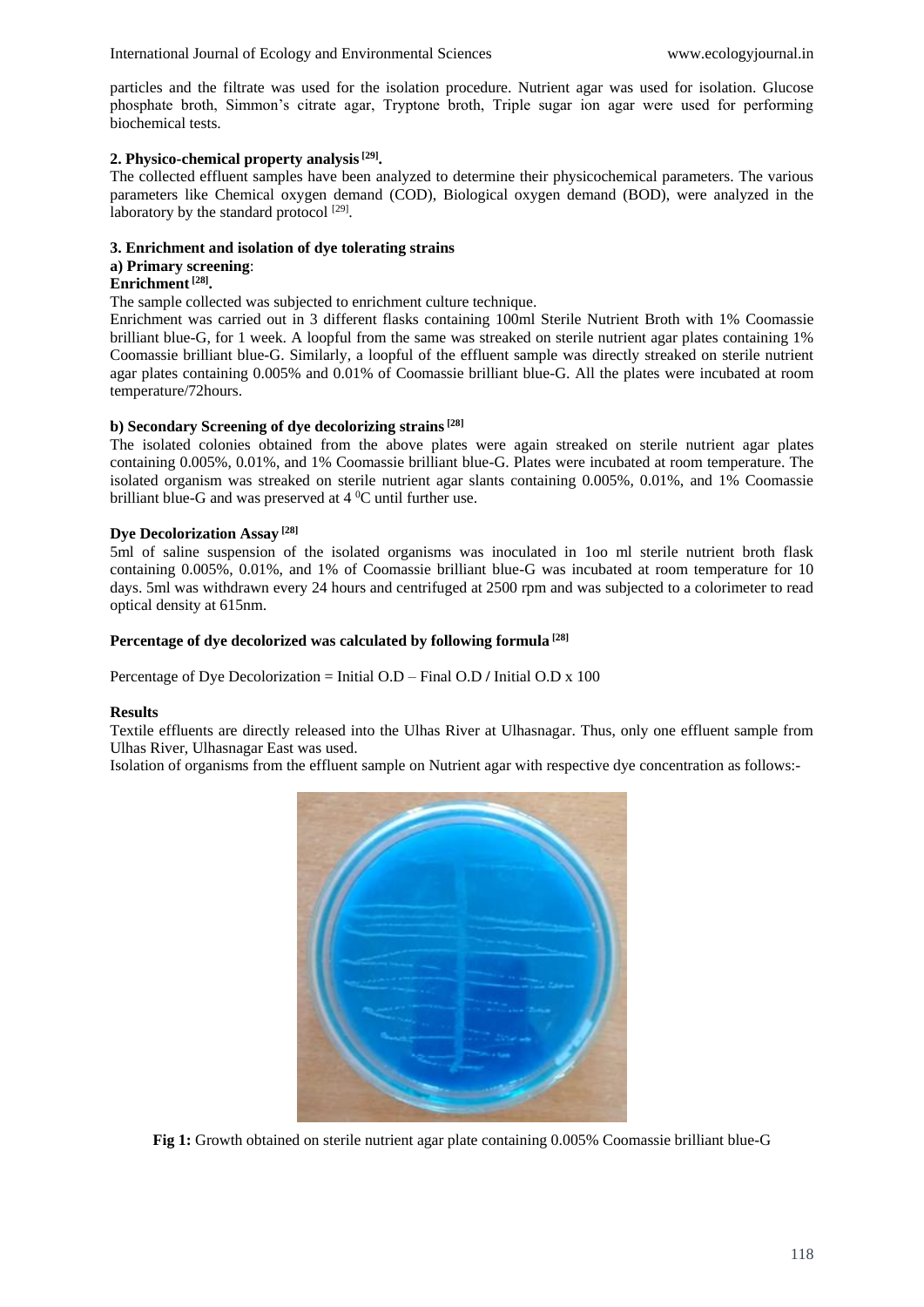particles and the filtrate was used for the isolation procedure. Nutrient agar was used for isolation. Glucose phosphate broth, Simmon's citrate agar, Tryptone broth, Triple sugar ion agar were used for performing biochemical tests.

### 2. Physico-chemical property analysis [29].

The collected effluent samples have been analyzed to determine their physicochemical parameters. The various parameters like Chemical oxygen demand (COD), Biological oxygen demand (BOD), were analyzed in the laboratory by the standard protocol [29].

### 3. Enrichment and isolation of dye tolerating strains

**a) Primary screening**:

**Enrichment [28].**

The sample collected was subjected to enrichment culture technique.

Enrichment was carried out in 3 different flasks containing 100ml Sterile Nutrient Broth with 1% Coomassie brilliant blue-G, for 1 week. A loopful from the same was streaked on sterile nutrient agar plates containing 1% Coomassie brilliant blue-G. Similarly, a loopful of the effluent sample was directly streaked on sterile nutrient agar plates containing 0.005% and 0.01% of Coomassie brilliant blue-G. All the plates were incubated at room temperature/72hours.

**b) Secondary Screening of dye decolorizing strains [28]**

The isolated colonies obtained from the above plates were again streaked on sterile nutrient agar plates containing 0.005%, 0.01%, and 1% Coomassie brilliant blue-G. Plates were incubated at room temperature. The isolated organism was streaked on sterile nutrient agar slants containing 0.005%, 0.01%, and 1% Coomassie brilliant blue-G and was preserved at 4 $^0$C until further use.

**Dye Decolorization Assay [28]**

5ml of saline suspension of the isolated organisms was inoculated in 1oo ml sterile nutrient broth flask containing 0.005%, 0.01%, and 1% of Coomassie brilliant blue-G was incubated at room temperature for 10 days. 5ml was withdrawn every 24 hours and centrifuged at 2500 rpm and was subjected to a colorimeter to read optical density at 615nm.

**Percentage of dye decolorized was calculated by following formula [28]**

Percentage of Dye Decolorization = Initial O.D – Final O.D / Initial O.D x 100

**Results**

Textile effluents are directly released into the Ulhas River at Ulhasnagar. Thus, only one effluent sample from Ulhas River, Ulhasnagar East was used.

Isolation of organisms from the effluent sample on Nutrient agar with respective dye concentration as follows:-

**Fig 1:** Growth obtained on sterile nutrient agar plate containing 0.005% Coomassie brilliant blue-G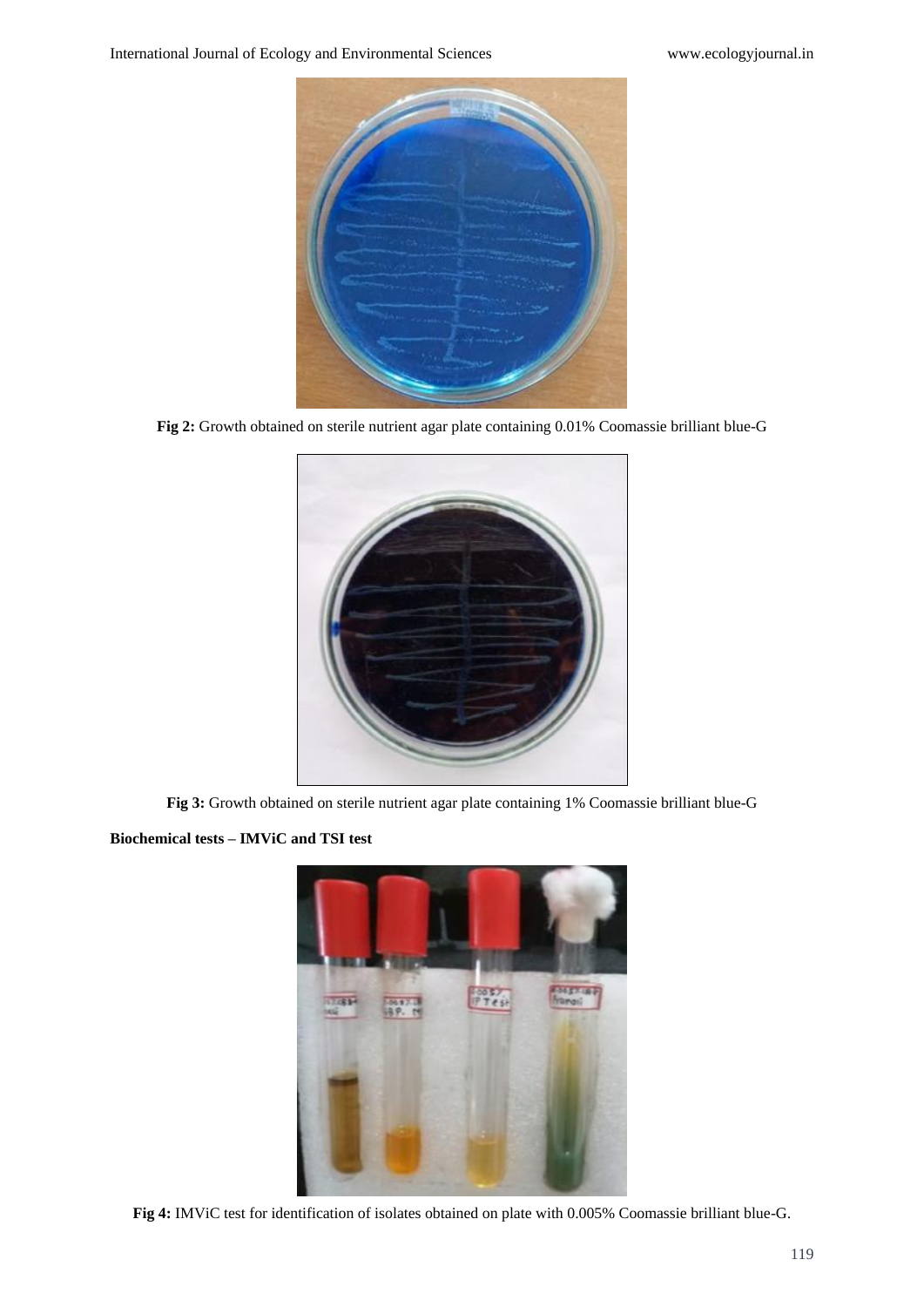Fig 2: Growth obtained on sterile nutrient agar plate containing 0.01% Coomassie brilliant blue-G

Fig 3: Growth obtained on sterile nutrient agar plate containing 1% Coomassie brilliant blue-G

**Biochemical tests – IMViC and TSI test**

Fig 4: IMViC test for identification of isolates obtained on plate with 0.005% Coomassie brilliant blue-G.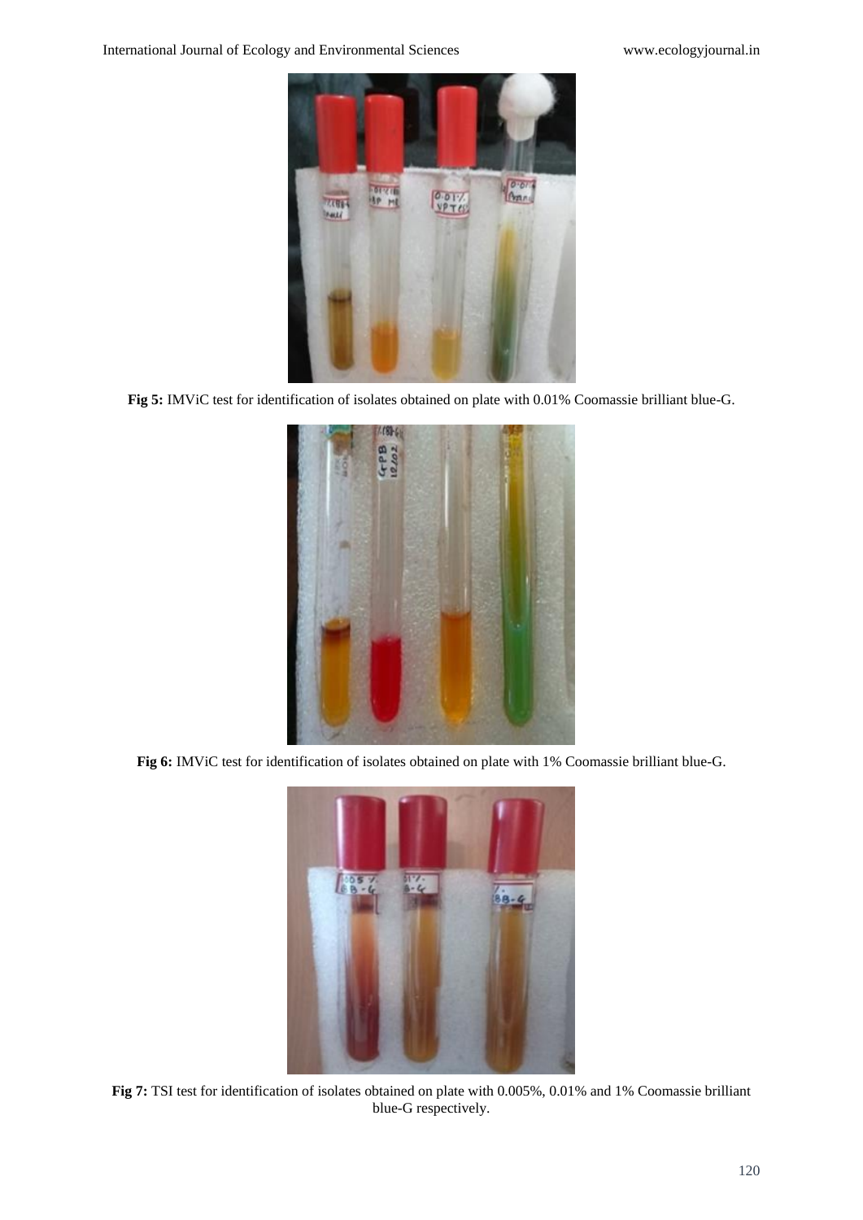**Fig 5:** IMViC test for identification of isolates obtained on plate with 0.01% Coomassie brilliant blue-G.

**Fig 6:** IMViC test for identification of isolates obtained on plate with 1% Coomassie brilliant blue-G.

**Fig 7:** TSI test for identification of isolates obtained on plate with 0.005%, 0.01% and 1% Coomassie brilliant blue-G respectively.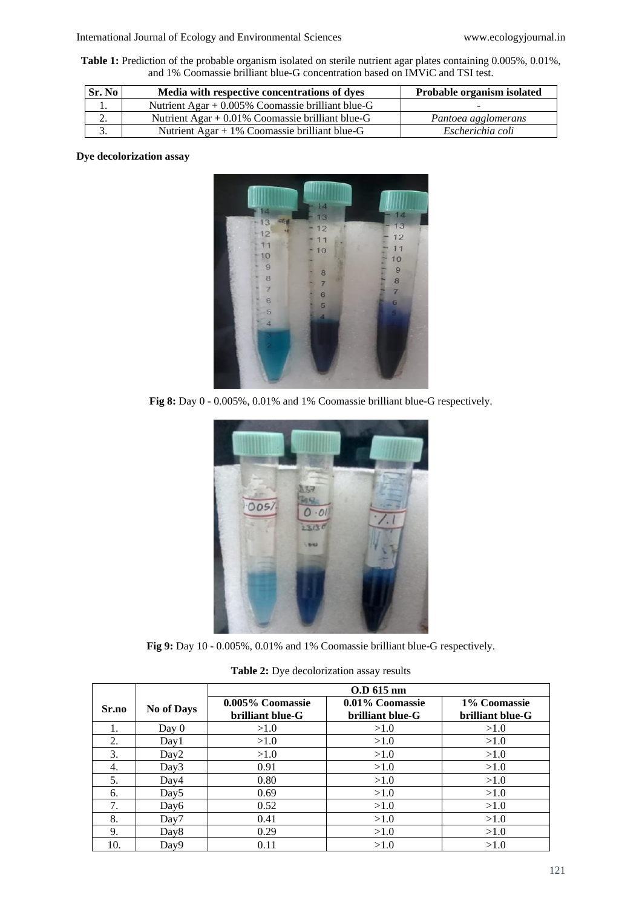**Table 1:** Prediction of the probable organism isolated on sterile nutrient agar plates containing 0.005%, 0.01%, and 1% Coomassie brilliant blue-G concentration based on IMViC and TSI test.

| Sr. No | Media with respective concentrations of dyes | Probable organism isolated |
|---|---|---|
| 1. | Nutrient Agar + 0.005% Coomassie brilliant blue-G | - |
| 2. | Nutrient Agar + 0.01% Coomassie brilliant blue-G | *Pantoea agglomerans* |
| 3. | Nutrient Agar + 1% Coomassie brilliant blue-G | *Escherichia coli* |

**Dye decolorization assay**

**Fig 8:** Day 0 - 0.005%, 0.01% and 1% Coomassie brilliant blue-G respectively.

**Fig 9:** Day 10 - 0.005%, 0.01% and 1% Coomassie brilliant blue-G respectively.

**Table 2:** Dye decolorization assay results

| Sr.no | No of Days | O.D 615 nm | | |
|---|---|---|---|---|
| | | 0.005% Coomassie brilliant blue-G | 0.01% Coomassie brilliant blue-G | 1% Coomassie brilliant blue-G |
| 1. | Day 0 | >1.0 | >1.0 | >1.0 |
| 2. | Day1 | >1.0 | >1.0 | >1.0 |
| 3. | Day2 | >1.0 | >1.0 | >1.0 |
| 4. | Day3 | 0.91 | >1.0 | >1.0 |
| 5. | Day4 | 0.80 | >1.0 | >1.0 |
| 6. | Day5 | 0.69 | >1.0 | >1.0 |
| 7. | Day6 | 0.52 | >1.0 | >1.0 |
| 8. | Day7 | 0.41 | >1.0 | >1.0 |
| 9. | Day8 | 0.29 | >1.0 | >1.0 |
| 10. | Day9 | 0.11 | >1.0 | >1.0 |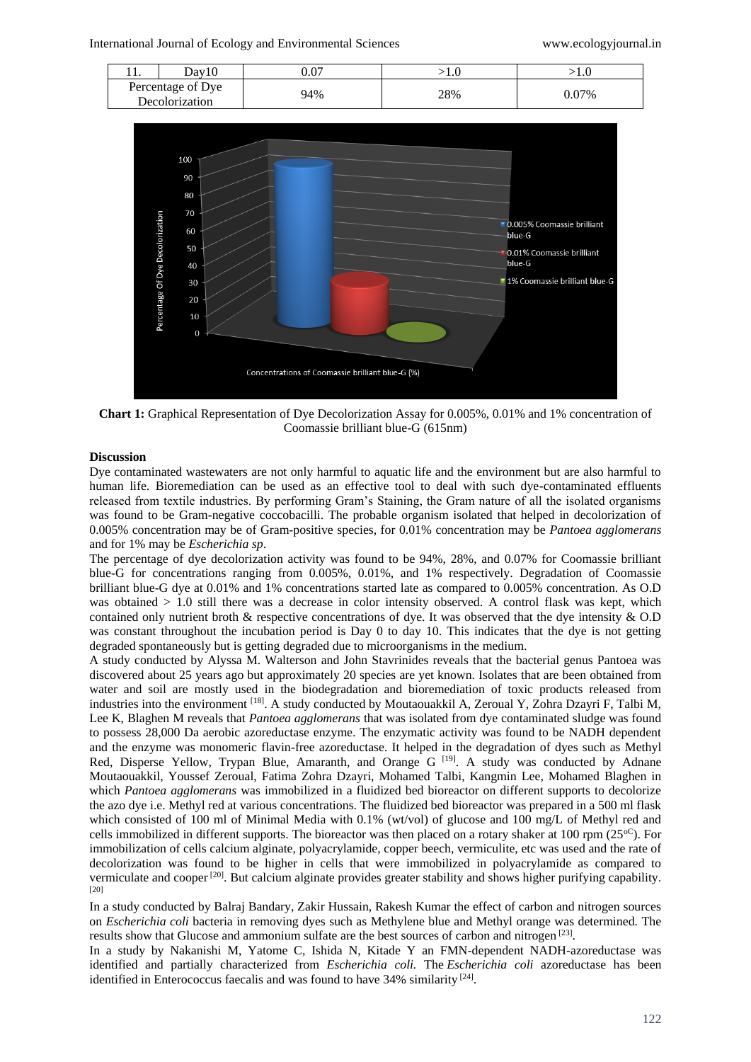| 11. | Day10 | 0.07 | >1.0 | >1.0 |
|---|---|---|---|---|
| Percentage of Dye Decolorization | | 94% | 28% | 0.07% |

**Chart 1:** Graphical Representation of Dye Decolorization Assay for 0.005%, 0.01% and 1% concentration of Coomassie brilliant blue-G (615nm)

**Discussion**

Dye contaminated wastewaters are not only harmful to aquatic life and the environment but are also harmful to human life. Bioremediation can be used as an effective tool to deal with such dye-contaminated effluents released from textile industries. By performing Gram's Staining, the Gram nature of all the isolated organisms was found to be Gram-negative coccobacilli. The probable organism isolated that helped in decolorization of 0.005% concentration may be of Gram-positive species, for 0.01% concentration may be *Pantoea agglomerans* and for 1% may be *Escherichia sp*.

The percentage of dye decolorization activity was found to be 94%, 28%, and 0.07% for Coomassie brilliant blue-G for concentrations ranging from 0.005%, 0.01%, and 1% respectively. Degradation of Coomassie brilliant blue-G dye at 0.01% and 1% concentrations started late as compared to 0.005% concentration. As O.D was obtained > 1.0 still there was a decrease in color intensity observed. A control flask was kept, which contained only nutrient broth & respective concentrations of dye. It was observed that the dye intensity & O.D was constant throughout the incubation period is Day 0 to day 10. This indicates that the dye is not getting degraded spontaneously but is getting degraded due to microorganisms in the medium.

A study conducted by Alyssa M. Walterson and John Stavrinides reveals that the bacterial genus Pantoea was discovered about 25 years ago but approximately 20 species are yet known. Isolates that are been obtained from water and soil are mostly used in the biodegradation and bioremediation of toxic products released from industries into the environment [18]. A study conducted by Moutaouakkil A, Zeroual Y, Zohra Dzayri F, Talbi M, Lee K, Blaghen M reveals that *Pantoea agglomerans* that was isolated from dye contaminated sludge was found to possess 28,000 Da aerobic azoreductase enzyme. The enzymatic activity was found to be NADH dependent and the enzyme was monomeric flavin-free azoreductase. It helped in the degradation of dyes such as Methyl Red, Disperse Yellow, Trypan Blue, Amaranth, and Orange G [19]. A study was conducted by Adnane Moutaouakkil, Youssef Zeroual, Fatima Zohra Dzayri, Mohamed Talbi, Kangmin Lee, Mohamed Blaghen in which *Pantoea agglomerans* was immobilized in a fluidized bed bioreactor on different supports to decolorize the azo dye i.e. Methyl red at various concentrations. The fluidized bed bioreactor was prepared in a 500 ml flask which consisted of 100 ml of Minimal Media with 0.1% (wt/vol) of glucose and 100 mg/L of Methyl red and cells immobilized in different supports. The bioreactor was then placed on a rotary shaker at 100 rpm (25$^{oC}$). For immobilization of cells calcium alginate, polyacrylamide, copper beech, vermiculite, etc was used and the rate of decolorization was found to be higher in cells that were immobilized in polyacrylamide as compared to vermiculate and cooper [20]. But calcium alginate provides greater stability and shows higher purifying capability. [20]

In a study conducted by Balraj Bandary, Zakir Hussain, Rakesh Kumar the effect of carbon and nitrogen sources on *Escherichia coli* bacteria in removing dyes such as Methylene blue and Methyl orange was determined. The results show that Glucose and ammonium sulfate are the best sources of carbon and nitrogen [23].

In a study by Nakanishi M, Yatome C, Ishida N, Kitade Y an FMN-dependent NADH-azoreductase was identified and partially characterized from *Escherichia coli.* The *Escherichia coli* azoreductase has been identified in Enterococcus faecalis and was found to have 34% similarity [24].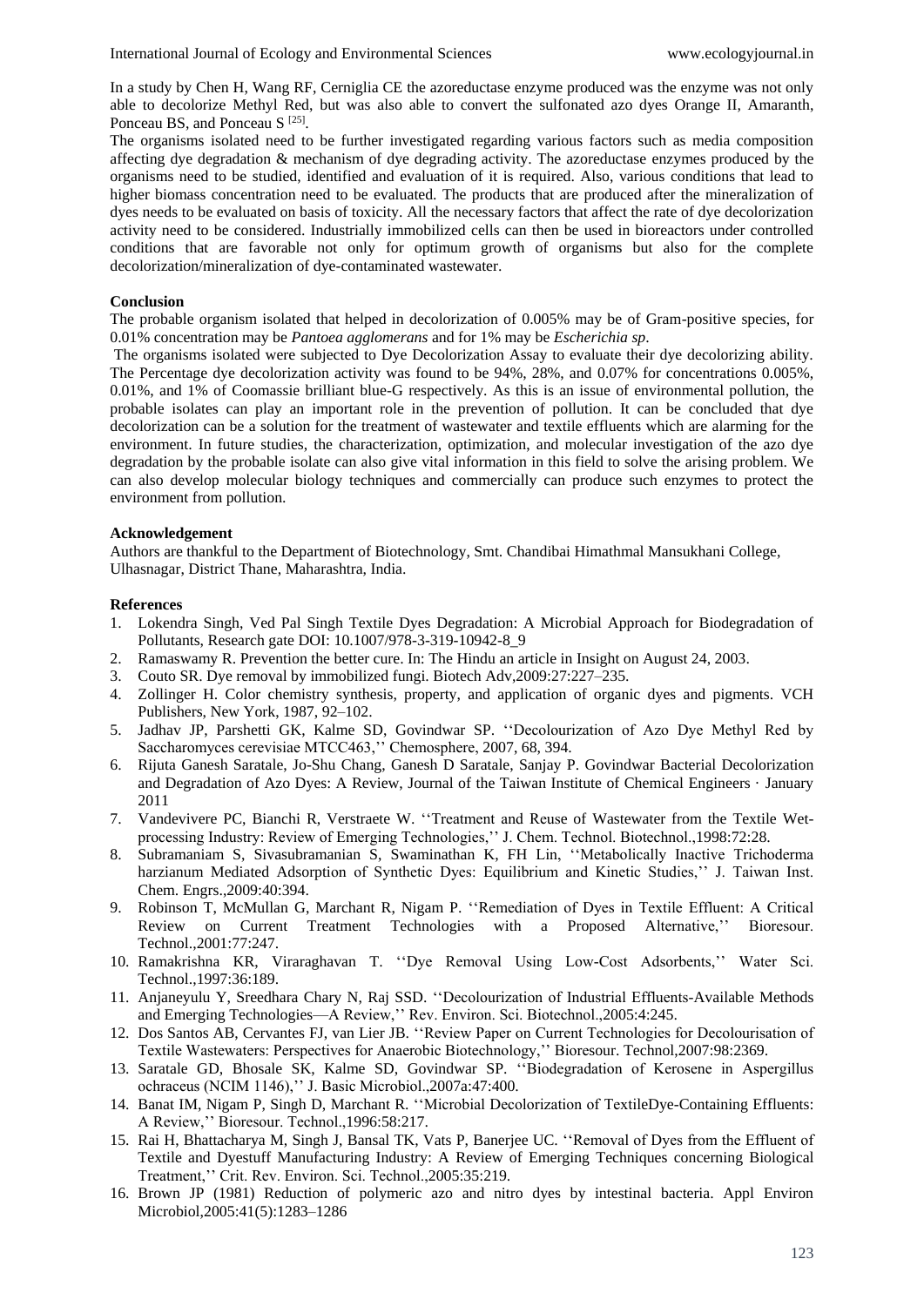In a study by Chen H, Wang RF, Cerniglia CE the azoreductase enzyme produced was the enzyme was not only able to decolorize Methyl Red, but was also able to convert the sulfonated azo dyes Orange II, Amaranth, Ponceau BS, and Ponceau S [25].

The organisms isolated need to be further investigated regarding various factors such as media composition affecting dye degradation & mechanism of dye degrading activity. The azoreductase enzymes produced by the organisms need to be studied, identified and evaluation of it is required. Also, various conditions that lead to higher biomass concentration need to be evaluated. The products that are produced after the mineralization of dyes needs to be evaluated on basis of toxicity. All the necessary factors that affect the rate of dye decolorization activity need to be considered. Industrially immobilized cells can then be used in bioreactors under controlled conditions that are favorable not only for optimum growth of organisms but also for the complete decolorization/mineralization of dye-contaminated wastewater.

## Conclusion

The probable organism isolated that helped in decolorization of 0.005% may be of Gram-positive species, for 0.01% concentration may be *Pantoea agglomerans* and for 1% may be *Escherichia sp*.

The organisms isolated were subjected to Dye Decolorization Assay to evaluate their dye decolorizing ability. The Percentage dye decolorization activity was found to be 94%, 28%, and 0.07% for concentrations 0.005%, 0.01%, and 1% of Coomassie brilliant blue-G respectively. As this is an issue of environmental pollution, the probable isolates can play an important role in the prevention of pollution. It can be concluded that dye decolorization can be a solution for the treatment of wastewater and textile effluents which are alarming for the environment. In future studies, the characterization, optimization, and molecular investigation of the azo dye degradation by the probable isolate can also give vital information in this field to solve the arising problem. We can also develop molecular biology techniques and commercially can produce such enzymes to protect the environment from pollution.

## Acknowledgement

Authors are thankful to the Department of Biotechnology, Smt. Chandibai Himathmal Mansukhani College, Ulhasnagar, District Thane, Maharashtra, India.

## References

1. Lokendra Singh, Ved Pal Singh Textile Dyes Degradation: A Microbial Approach for Biodegradation of Pollutants, Research gate DOI: 10.1007/978-3-319-10942-8_9
2. Ramaswamy R. Prevention the better cure. In: The Hindu an article in Insight on August 24, 2003.
3. Couto SR. Dye removal by immobilized fungi. Biotech Adv,2009:27:227–235.
4. Zollinger H. Color chemistry synthesis, property, and application of organic dyes and pigments. VCH Publishers, New York, 1987, 92–102.
5. Jadhav JP, Parshetti GK, Kalme SD, Govindwar SP. ''Decolourization of Azo Dye Methyl Red by Saccharomyces cerevisiae MTCC463,'' Chemosphere, 2007, 68, 394.
6. Rijuta Ganesh Saratale, Jo-Shu Chang, Ganesh D Saratale, Sanjay P. Govindwar Bacterial Decolorization and Degradation of Azo Dyes: A Review, Journal of the Taiwan Institute of Chemical Engineers · January 2011
7. Vandevivere PC, Bianchi R, Verstraete W. ''Treatment and Reuse of Wastewater from the Textile Wet-processing Industry: Review of Emerging Technologies,'' J. Chem. Technol. Biotechnol.,1998:72:28.
8. Subramaniam S, Sivasubramanian S, Swaminathan K, FH Lin, ''Metabolically Inactive Trichoderma harzianum Mediated Adsorption of Synthetic Dyes: Equilibrium and Kinetic Studies,'' J. Taiwan Inst. Chem. Engrs.,2009:40:394.
9. Robinson T, McMullan G, Marchant R, Nigam P. ''Remediation of Dyes in Textile Effluent: A Critical Review on Current Treatment Technologies with a Proposed Alternative,'' Bioresour. Technol.,2001:77:247.
10. Ramakrishna KR, Viraraghavan T. ''Dye Removal Using Low-Cost Adsorbents,'' Water Sci. Technol.,1997:36:189.
11. Anjaneyulu Y, Sreedhara Chary N, Raj SSD. ''Decolourization of Industrial Effluents-Available Methods and Emerging Technologies—A Review,'' Rev. Environ. Sci. Biotechnol.,2005:4:245.
12. Dos Santos AB, Cervantes FJ, van Lier JB. ''Review Paper on Current Technologies for Decolourisation of Textile Wastewaters: Perspectives for Anaerobic Biotechnology,'' Bioresour. Technol,2007:98:2369.
13. Saratale GD, Bhosale SK, Kalme SD, Govindwar SP. ''Biodegradation of Kerosene in Aspergillus ochraceus (NCIM 1146),'' J. Basic Microbiol.,2007a:47:400.
14. Banat IM, Nigam P, Singh D, Marchant R. ''Microbial Decolorization of TextileDye-Containing Effluents: A Review,'' Bioresour. Technol.,1996:58:217.
15. Rai H, Bhattacharya M, Singh J, Bansal TK, Vats P, Banerjee UC. ''Removal of Dyes from the Effluent of Textile and Dyestuff Manufacturing Industry: A Review of Emerging Techniques concerning Biological Treatment,'' Crit. Rev. Environ. Sci. Technol.,2005:35:219.
16. Brown JP (1981) Reduction of polymeric azo and nitro dyes by intestinal bacteria. Appl Environ Microbiol,2005:41(5):1283–1286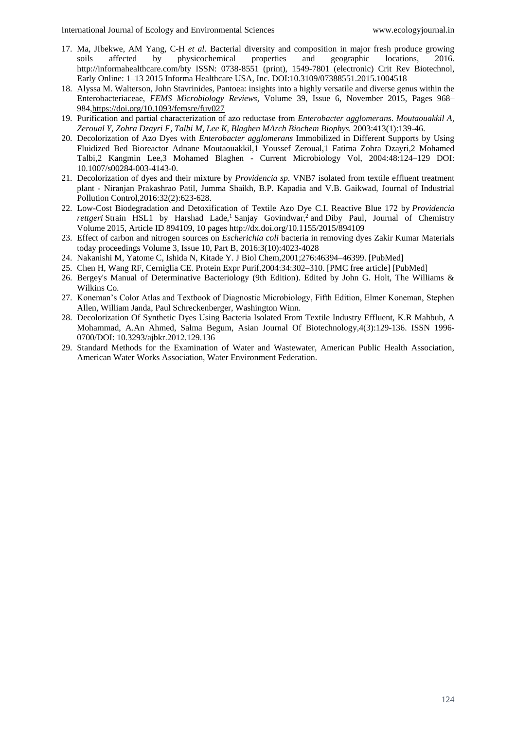17. Ma, JIbekwe, AM Yang, C-H *et al*. Bacterial diversity and composition in major fresh produce growing soils affected by physicochemical properties and geographic locations, 2016. http://informahealthcare.com/bty ISSN: 0738-8551 (print), 1549-7801 (electronic) Crit Rev Biotechnol, Early Online: 1–13 2015 Informa Healthcare USA, Inc. DOI:10.3109/07388551.2015.1004518
18. Alyssa M. Walterson, John Stavrinides, Pantoea: insights into a highly versatile and diverse genus within the Enterobacteriaceae, *FEMS Microbiology Reviews*, Volume 39, Issue 6, November 2015, Pages 968–984,https://doi.org/10.1093/femsre/fuv027
19. Purification and partial characterization of azo reductase from *Enterobacter agglomerans*. *Moutaouakkil A, Zeroual Y, Zohra Dzayri F, Talbi M, Lee K, Blaghen MArch Biochem Biophys.* 2003:413(1):139-46.
20. Decolorization of Azo Dyes with *Enterobacter agglomerans* Immobilized in Different Supports by Using Fluidized Bed Bioreactor Adnane Moutaouakkil,1 Youssef Zeroual,1 Fatima Zohra Dzayri,2 Mohamed Talbi,2 Kangmin Lee,3 Mohamed Blaghen - Current Microbiology Vol, 2004:48:124–129 DOI: 10.1007/s00284-003-4143-0.
21. Decolorization of dyes and their mixture by *Providencia sp.* VNB7 isolated from textile effluent treatment plant - Niranjan Prakashrao Patil, Jumma Shaikh, B.P. Kapadia and V.B. Gaikwad, Journal of Industrial Pollution Control,2016:32(2):623-628.
22. Low-Cost Biodegradation and Detoxification of Textile Azo Dye C.I. Reactive Blue 172 by *Providencia rettgeri* Strain HSL1 by Harshad Lade,[1] Sanjay Govindwar,[2] and Diby Paul, Journal of Chemistry Volume 2015, Article ID 894109, 10 pages http://dx.doi.org/10.1155/2015/894109
23. Effect of carbon and nitrogen sources on *Escherichia coli* bacteria in removing dyes Zakir Kumar Materials today proceedings Volume 3, Issue 10, Part B, 2016:3(10):4023-4028
24. Nakanishi M, Yatome C, Ishida N, Kitade Y. J Biol Chem,2001;276:46394–46399. [PubMed]
25. Chen H, Wang RF, Cerniglia CE. Protein Expr Purif,2004:34:302–310. [PMC free article] [PubMed]
26. Bergey's Manual of Determinative Bacteriology (9th Edition). Edited by John G. Holt, The Williams & Wilkins Co.
27. Koneman's Color Atlas and Textbook of Diagnostic Microbiology, Fifth Edition, Elmer Koneman, Stephen Allen, William Janda, Paul Schreckenberger, Washington Winn.
28. Decolorization Of Synthetic Dyes Using Bacteria Isolated From Textile Industry Effluent, K.R Mahbub, A Mohammad, A.An Ahmed, Salma Begum, Asian Journal Of Biotechnology,4(3):129-136. ISSN 1996-0700/DOI: 10.3293/ajbkr.2012.129.136
29. Standard Methods for the Examination of Water and Wastewater, American Public Health Association, American Water Works Association, Water Environment Federation.